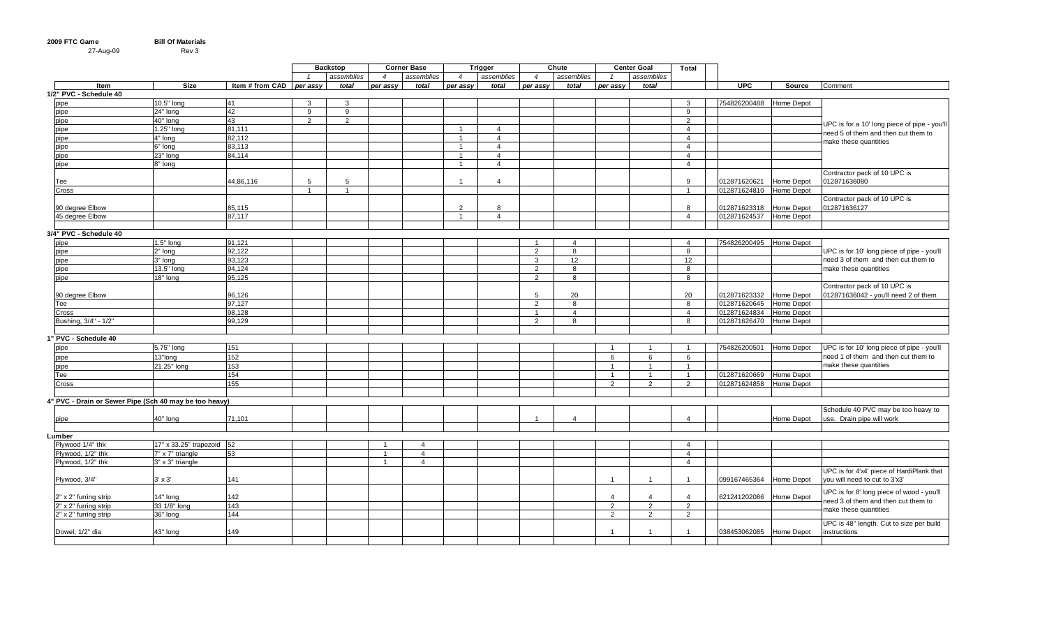**2009 FTC Game** **Bill Of Materials**

27-Aug-09 Rev 3

| Item | Size | Item # from CAD | Backstop | | Corner Base | | Trigger | | Chute | | Center Goal | | Total | UPC | Source | Comment |
|---|---|---|---|---|---|---|---|---|---|---|---|---|---|---|---|---|
| | | | 1 | assemblies | 4 | assemblies | 4 | assemblies | 4 | assemblies | 1 | assemblies | | | | |
| | | | per assy | total | per assy | total | per assy | total | per assy | total | per assy | total | | | | |
| **1/2" PVC - Schedule 40** | | | | | | | | | | | | | | | | |
| pipe | 10.5" long | 41 | 3 | 3 | | | | | | | | | 3 | 754826200488 | Home Depot | UPC is for a 10' long piece of pipe - you'll need 5 of them and then cut them to make these quantities |
| pipe | 24" long | 42 | 9 | 9 | | | | | | | | | 9 | | | |
| pipe | 40" long | 43 | 2 | 2 | | | | | | | | | 2 | | | |
| pipe | 1.25" long | 81,111 | | | | | 1 | 4 | | | | | 4 | | | |
| pipe | 4" long | 82,112 | | | | | 1 | 4 | | | | | 4 | | | |
| pipe | 6" long | 83,113 | | | | | 1 | 4 | | | | | 4 | | | |
| pipe | 23" long | 84,114 | | | | | 1 | 4 | | | | | 4 | | | |
| pipe | 8" long | | | | | | 1 | 4 | | | | | 4 | | | |
| Tee | | 44,86,116 | 5 | 5 | | | 1 | 4 | | | | | 9 | 012871620621 | Home Depot | Contractor pack of 10 UPC is 012871636080 |
| Cross | | | 1 | 1 | | | | | | | | | 1 | 012871624810 | Home Depot | |
| 90 degree Elbow | | 85,115 | | | | | 2 | 8 | | | | | 8 | 012871623318 | Home Depot | Contractor pack of 10 UPC is 012871636127 |
| 45 degree Elbow | | 87,117 | | | | | 1 | 4 | | | | | 4 | 012871624537 | Home Depot | |
| **3/4" PVC - Schedule 40** | | | | | | | | | | | | | | | | |
| pipe | 1.5" long | 91,121 | | | | | | | 1 | 4 | | | 4 | 754826200495 | Home Depot | UPC is for 10' long piece of pipe - you'll need 3 of them and then cut them to make these quantities |
| pipe | 2" long | 92,122 | | | | | | | 2 | 8 | | | 8 | | | |
| pipe | 3" long | 93,123 | | | | | | | 3 | 12 | | | 12 | | | |
| pipe | 13.5" long | 94,124 | | | | | | | 2 | 8 | | | 8 | | | |
| pipe | 18" long | 95,125 | | | | | | | 2 | 8 | | | 8 | | | |
| 90 degree Elbow | | 96,126 | | | | | | | 5 | 20 | | | 20 | 012871623332 | Home Depot | Contractor pack of 10 UPC is 012871636042 - you'll need 2 of them |
| Tee | | 97,127 | | | | | | | 2 | 8 | | | 8 | 012871620645 | Home Depot | |
| Cross | | 98,128 | | | | | | | 1 | 4 | | | 4 | 012871624834 | Home Depot | |
| Bushing, 3/4" - 1/2" | | 99,129 | | | | | | | 2 | 8 | | | 8 | 012871626470 | Home Depot | |
| **1" PVC - Schedule 40** | | | | | | | | | | | | | | | | |
| pipe | 5.75" long | 151 | | | | | | | | | 1 | 1 | 1 | 754826200501 | Home Depot | UPC is for 10' long piece of pipe - you'll need 1 of them and then cut them to make these quantities |
| pipe | 13"long | 152 | | | | | | | | | 6 | 6 | 6 | | | |
| pipe | 21.25" long | 153 | | | | | | | | | 1 | 1 | 1 | | | |
| Tee | | 154 | | | | | | | | | 1 | 1 | 1 | 012871620669 | Home Depot | |
| Cross | | 155 | | | | | | | | | 2 | 2 | 2 | 012871624858 | Home Depot | |
| **4" PVC - Drain or Sewer Pipe (Sch 40 may be too heavy)** | | | | | | | | | | | | | | | | |
| pipe | 40" long | 71,101 | | | | | | | 1 | 4 | | | 4 | | Home Depot | Schedule 40 PVC may be too heavy to use. Drain pipe will work |
| **Lumber** | | | | | | | | | | | | | | | | |
| Plywood 1/4" thk | 17" x 33.25" trapezoid | 52 | | | 1 | 4 | | | | | | | 4 | | | |
| Plywood, 1/2" thk | 7" x 7" triangle | 53 | | | 1 | 4 | | | | | | | 4 | | | |
| Plywood, 1/2" thk | 3" x 3" triangle | | | | 1 | 4 | | | | | | | 4 | | | |
| Plywood, 3/4" | 3' x 3' | 141 | | | | | | | | | 1 | 1 | 1 | 099167465364 | Home Depot | UPC is for 4'x4' piece of HardiPlank that you will need to cut to 3'x3' |
| 2" x 2" furring strip | 14" long | 142 | | | | | | | | | 4 | 4 | 4 | 621241202086 | Home Depot | UPC is for 8' long piece of wood - you'll need 3 of them and then cut them to make these quantities |
| 2" x 2" furring strip | 33 1/8" long | 143 | | | | | | | | | 2 | 2 | 2 | | | |
| 2" x 2" furring strip | 36" long | 144 | | | | | | | | | 2 | 2 | 2 | | | |
| Dowel, 1/2" dia | 43" long | 149 | | | | | | | | | 1 | 1 | 1 | 038453062085 | Home Depot | UPC is 48" length. Cut to size per build instructions |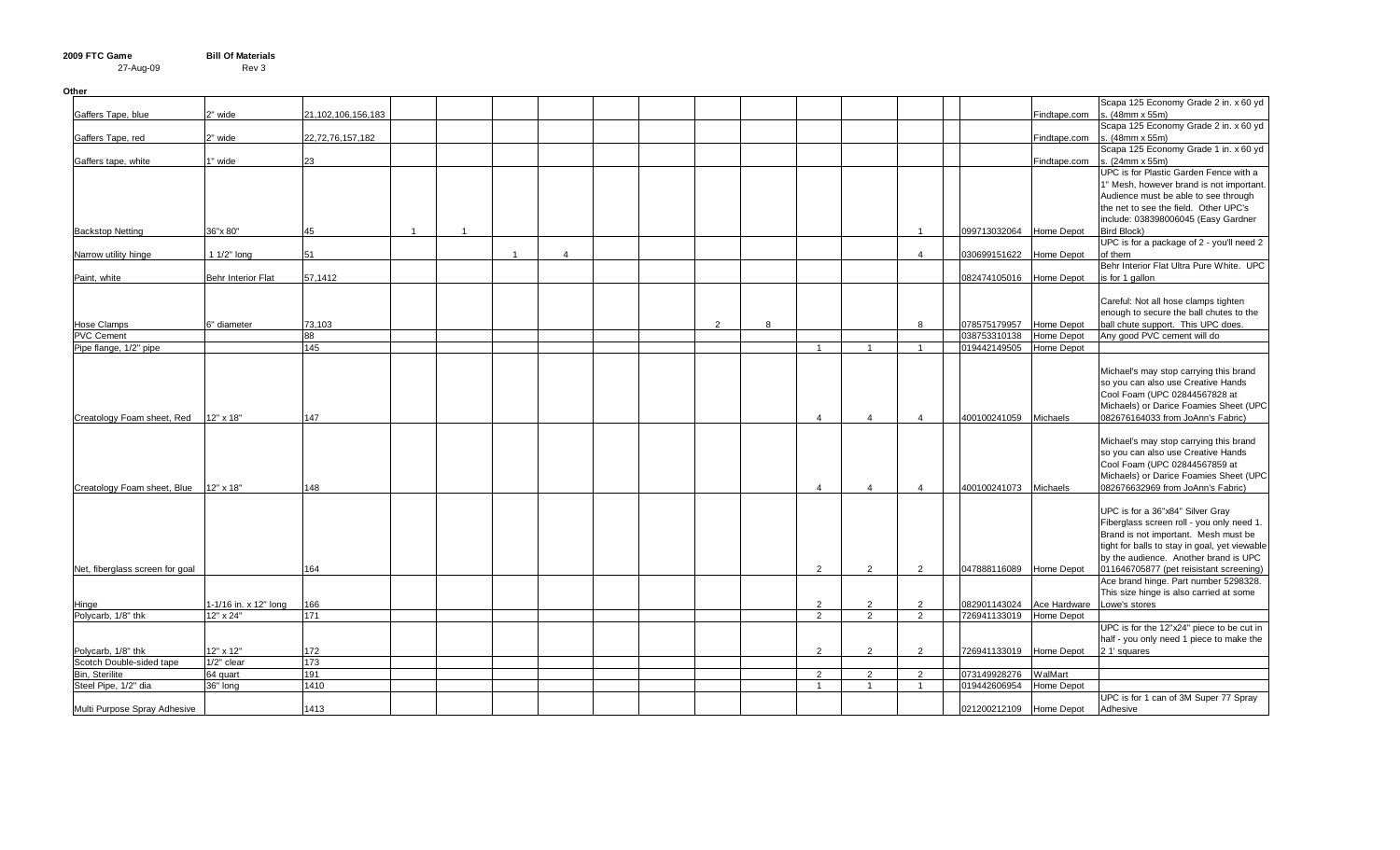**2009 FTC Game** — **Bill Of Materials**

27-Aug-09 — Rev 3

**Other**

| Item | Size | Part # | | | | | | | | | | | | | | | | UPC | Vendor | Notes |
|---|---|---|---|---|---|---|---|---|---|---|---|---|---|---|---|---|---|---|---|---|
| Gaffers Tape, blue | 2" wide | 21,102,106,156,183 | | | | | | | | | | | | | | | | | Findtape.com | Scapa 125 Economy Grade 2 in. x 60 yds. (48mm x 55m) |
| Gaffers Tape, red | 2" wide | 22,72,76,157,182 | | | | | | | | | | | | | | | | | Findtape.com | Scapa 125 Economy Grade 2 in. x 60 yds. (48mm x 55m) |
| Gaffers tape, white | 1" wide | 23 | | | | | | | | | | | | | | | | | Findtape.com | Scapa 125 Economy Grade 1 in. x 60 yds. (24mm x 55m) |
| Backstop Netting | 36"x 80" | 45 | 1 | 1 | | | | | | | | | | | | 1 | | 099713032064 | Home Depot | UPC is for Plastic Garden Fence with a 1" Mesh, however brand is not important. Audience must be able to see through the net to see the field. Other UPC's include: 038398006045 (Easy Gardner Bird Block) |
| Narrow utility hinge | 1 1/2" long | 51 | | | | 1 | 4 | | | | | | | | | 4 | | 030699151622 | Home Depot | UPC is for a package of 2 - you'll need 2 of them |
| Paint, white | Behr Interior Flat | 57,1412 | | | | | | | | | | | | | | | | 082474105016 | Home Depot | Behr Interior Flat Ultra Pure White. UPC is for 1 gallon |
| Hose Clamps | 6" diameter | 73,103 | | | | | | | | | 2 | 8 | | | | 8 | | 078575179957 | Home Depot | Careful: Not all hose clamps tighten enough to secure the ball chutes to the ball chute support. This UPC does. |
| PVC Cement | | 88 | | | | | | | | | | | | | | | | 038753310138 | Home Depot | Any good PVC cement will do |
| Pipe flange, 1/2" pipe | | 145 | | | | | | | | | | | | 1 | 1 | 1 | | 019442149505 | Home Depot | |
| Creatology Foam sheet, Red | 12" x 18" | 147 | | | | | | | | | | | | 4 | 4 | 4 | | 400100241059 | Michaels | Michael's may stop carrying this brand so you can also use Creative Hands Cool Foam (UPC 02844567828 at Michaels) or Darice Foamies Sheet (UPC 082676164033 from JoAnn's Fabric) |
| Creatology Foam sheet, Blue | 12" x 18" | 148 | | | | | | | | | | | | 4 | 4 | 4 | | 400100241073 | Michaels | Michael's may stop carrying this brand so you can also use Creative Hands Cool Foam (UPC 02844567859 at Michaels) or Darice Foamies Sheet (UPC 082676632969 from JoAnn's Fabric) |
| Net, fiberglass screen for goal | | 164 | | | | | | | | | | | | 2 | 2 | 2 | | 047888116089 | Home Depot | UPC is for a 36"x84" Silver Gray Fiberglass screen roll - you only need 1. Brand is not important. Mesh must be tight for balls to stay in goal, yet viewable by the audience. Another brand is UPC 011646705877 (pet reisistant screening) |
| Hinge | 1-1/16 in. x 12" long | 166 | | | | | | | | | | | | 2 | 2 | 2 | | 082901143024 | Ace Hardware | Ace brand hinge. Part number 5298328. This size hinge is also carried at some Lowe's stores |
| Polycarb, 1/8" thk | 12" x 24" | 171 | | | | | | | | | | | | 2 | 2 | 2 | | 726941133019 | Home Depot | |
| Polycarb, 1/8" thk | 12" x 12" | 172 | | | | | | | | | | | | 2 | 2 | 2 | | 726941133019 | Home Depot | UPC is for the 12"x24" piece to be cut in half - you only need 1 piece to make the 2 1' squares |
| Scotch Double-sided tape | 1/2" clear | 173 | | | | | | | | | | | | | | | | | | |
| Bin, Sterilite | 64 quart | 191 | | | | | | | | | | | | 2 | 2 | 2 | | 073149928276 | WalMart | |
| Steel Pipe, 1/2" dia | 36" long | 1410 | | | | | | | | | | | | 1 | 1 | 1 | | 019442606954 | Home Depot | |
| Multi Purpose Spray Adhesive | | 1413 | | | | | | | | | | | | | | | | 021200212109 | Home Depot | UPC is for 1 can of 3M Super 77 Spray Adhesive |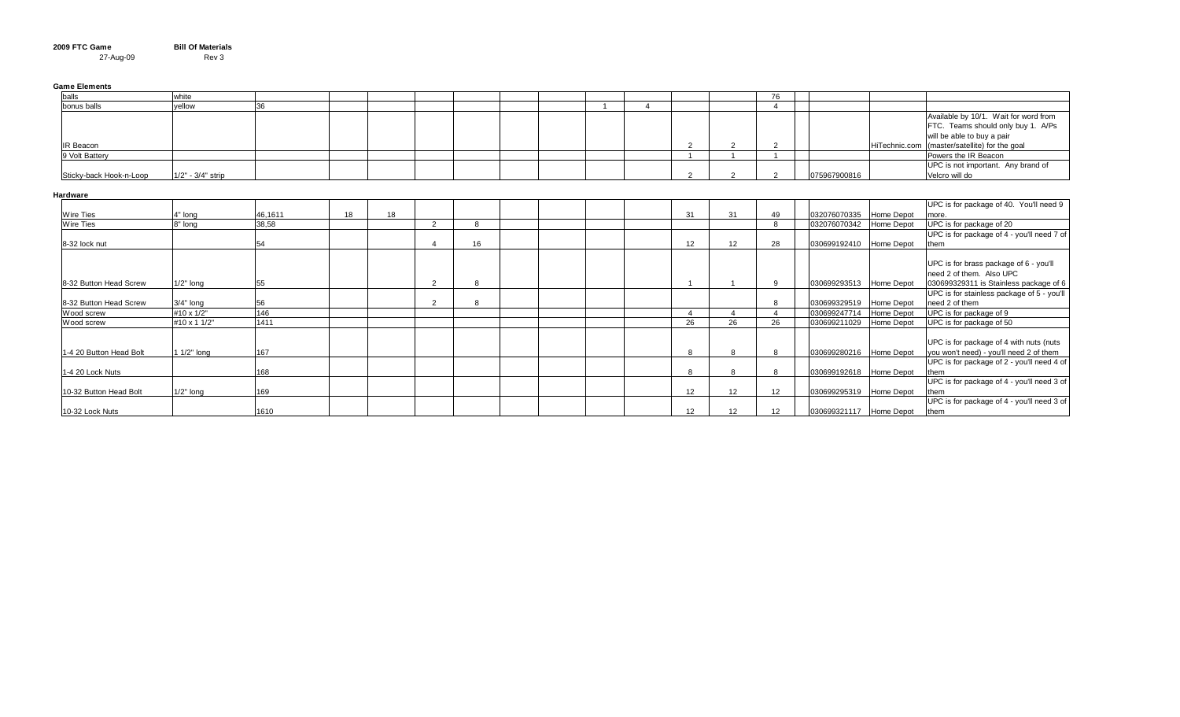**2009 FTC Game** **Bill Of Materials**

27-Aug-09 Rev 3

**Game Elements**

| | | | | | | | | | | | | | | | | |
|---|---|---|---|---|---|---|---|---|---|---|---|---|---|---|---|---|
| balls | white | | | | | | | | | | | | | 76 | | | |
| bonus balls | yellow | 36 | | | | | | | 1 | 4 | | | 4 | | | |
| IR Beacon | | | | | | | | | | | 2 | 2 | 2 | | HiTechnic.com | Available by 10/1. Wait for word from FTC. Teams should only buy 1. A/Ps will be able to buy a pair (master/satellite) for the goal |
| 9 Volt Battery | | | | | | | | | | | 1 | 1 | 1 | | | Powers the IR Beacon |
| Sticky-back Hook-n-Loop | 1/2" - 3/4" strip | | | | | | | | | | 2 | 2 | 2 | 075967900816 | | UPC is not important. Any brand of Velcro will do |

**Hardware**

| | | | | | | | | | | | | | | | | |
|---|---|---|---|---|---|---|---|---|---|---|---|---|---|---|---|---|
| Wire Ties | 4" long | 46,1611 | 18 | 18 | | | | | | | 31 | 31 | 49 | 032076070335 | Home Depot | UPC is for package of 40. You'll need 9 more. |
| Wire Ties | 8" long | 38,58 | | | 2 | 8 | | | | | | | 8 | 032076070342 | Home Depot | UPC is for package of 20 |
| 8-32 lock nut | | 54 | | | 4 | 16 | | | | | 12 | 12 | 28 | 030699192410 | Home Depot | UPC is for package of 4 - you'll need 7 of them |
| 8-32 Button Head Screw | 1/2" long | 55 | | | 2 | 8 | | | | | 1 | 1 | 9 | 030699293513 | Home Depot | UPC is for brass package of 6 - you'll need 2 of them. Also UPC 030699329311 is Stainless package of 6 |
| 8-32 Button Head Screw | 3/4" long | 56 | | | 2 | 8 | | | | | | | 8 | 030699329519 | Home Depot | UPC is for stainless package of 5 - you'll need 2 of them |
| Wood screw | #10 x 1/2" | 146 | | | | | | | | | 4 | 4 | 4 | 030699247714 | Home Depot | UPC is for package of 9 |
| Wood screw | #10 x 1 1/2" | 1411 | | | | | | | | | 26 | 26 | 26 | 030699211029 | Home Depot | UPC is for package of 50 |
| 1-4 20 Button Head Bolt | 1 1/2" long | 167 | | | | | | | | | 8 | 8 | 8 | 030699280216 | Home Depot | UPC is for package of 4 with nuts (nuts you won't need) - you'll need 2 of them |
| 1-4 20 Lock Nuts | | 168 | | | | | | | | | 8 | 8 | 8 | 030699192618 | Home Depot | UPC is for package of 2 - you'll need 4 of them |
| 10-32 Button Head Bolt | 1/2" long | 169 | | | | | | | | | 12 | 12 | 12 | 030699295319 | Home Depot | UPC is for package of 4 - you'll need 3 of them |
| 10-32 Lock Nuts | | 1610 | | | | | | | | | 12 | 12 | 12 | 030699321117 | Home Depot | UPC is for package of 4 - you'll need 3 of them |